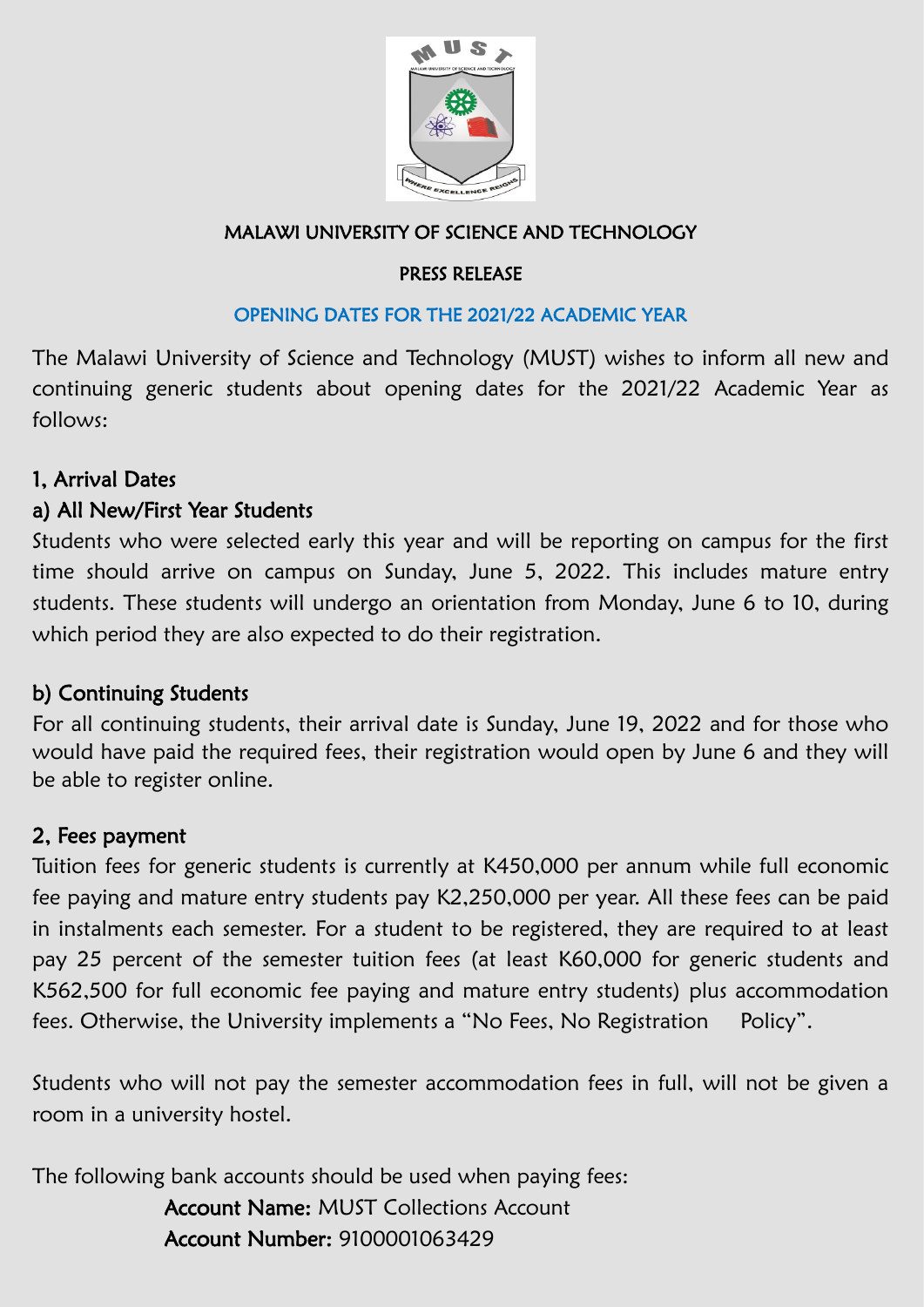# MALAWI UNIVERSITY OF SCIENCE AND TECHNOLOGY

## PRESS RELEASE

## OPENING DATES FOR THE 2021/22 ACADEMIC YEAR

The Malawi University of Science and Technology (MUST) wishes to inform all new and continuing generic students about opening dates for the 2021/22 Academic Year as follows:

### 1, Arrival Dates

#### a) All New/First Year Students

Students who were selected early this year and will be reporting on campus for the first time should arrive on campus on Sunday, June 5, 2022. This includes mature entry students. These students will undergo an orientation from Monday, June 6 to 10, during which period they are also expected to do their registration.

#### b) Continuing Students

For all continuing students, their arrival date is Sunday, June 19, 2022 and for those who would have paid the required fees, their registration would open by June 6 and they will be able to register online.

### 2, Fees payment

Tuition fees for generic students is currently at K450,000 per annum while full economic fee paying and mature entry students pay K2,250,000 per year. All these fees can be paid in instalments each semester. For a student to be registered, they are required to at least pay 25 percent of the semester tuition fees (at least K60,000 for generic students and K562,500 for full economic fee paying and mature entry students) plus accommodation fees. Otherwise, the University implements a "No Fees, No Registration Policy".

Students who will not pay the semester accommodation fees in full, will not be given a room in a university hostel.

The following bank accounts should be used when paying fees:

**Account Name:** MUST Collections Account
**Account Number:** 9100001063429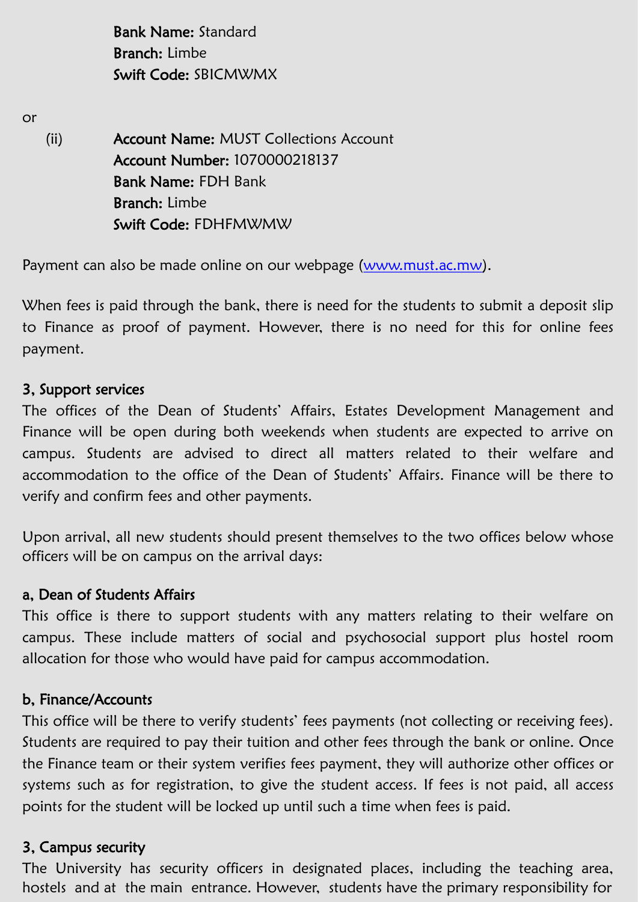**Bank Name:** Standard
**Branch:** Limbe
**Swift Code:** SBICMWMX

or

(ii) **Account Name:** MUST Collections Account
**Account Number:** 1070000218137
**Bank Name:** FDH Bank
**Branch:** Limbe
**Swift Code:** FDHFMWMW

Payment can also be made online on our webpage (www.must.ac.mw).

When fees is paid through the bank, there is need for the students to submit a deposit slip to Finance as proof of payment. However, there is no need for this for online fees payment.

### 3, Support services

The offices of the Dean of Students' Affairs, Estates Development Management and Finance will be open during both weekends when students are expected to arrive on campus. Students are advised to direct all matters related to their welfare and accommodation to the office of the Dean of Students' Affairs. Finance will be there to verify and confirm fees and other payments.

Upon arrival, all new students should present themselves to the two offices below whose officers will be on campus on the arrival days:

#### a, Dean of Students Affairs

This office is there to support students with any matters relating to their welfare on campus. These include matters of social and psychosocial support plus hostel room allocation for those who would have paid for campus accommodation.

#### b, Finance/Accounts

This office will be there to verify students' fees payments (not collecting or receiving fees). Students are required to pay their tuition and other fees through the bank or online. Once the Finance team or their system verifies fees payment, they will authorize other offices or systems such as for registration, to give the student access. If fees is not paid, all access points for the student will be locked up until such a time when fees is paid.

### 3, Campus security

The University has security officers in designated places, including the teaching area, hostels and at the main entrance. However, students have the primary responsibility for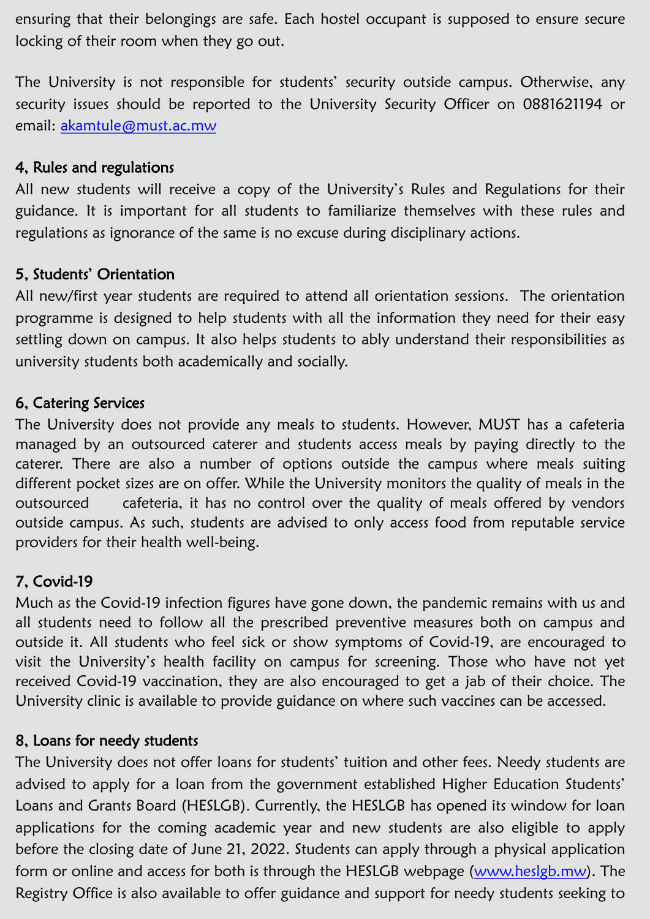ensuring that their belongings are safe. Each hostel occupant is supposed to ensure secure locking of their room when they go out.

The University is not responsible for students' security outside campus. Otherwise, any security issues should be reported to the University Security Officer on 0881621194 or email: [akamtule@must.ac.mw](mailto:akamtule@must.ac.mw)

## 4, Rules and regulations

All new students will receive a copy of the University's Rules and Regulations for their guidance. It is important for all students to familiarize themselves with these rules and regulations as ignorance of the same is no excuse during disciplinary actions.

## 5, Students' Orientation

All new/first year students are required to attend all orientation sessions. The orientation programme is designed to help students with all the information they need for their easy settling down on campus. It also helps students to ably understand their responsibilities as university students both academically and socially.

## 6, Catering Services

The University does not provide any meals to students. However, MUST has a cafeteria managed by an outsourced caterer and students access meals by paying directly to the caterer. There are also a number of options outside the campus where meals suiting different pocket sizes are on offer. While the University monitors the quality of meals in the outsourced cafeteria, it has no control over the quality of meals offered by vendors outside campus. As such, students are advised to only access food from reputable service providers for their health well-being.

## 7, Covid-19

Much as the Covid-19 infection figures have gone down, the pandemic remains with us and all students need to follow all the prescribed preventive measures both on campus and outside it. All students who feel sick or show symptoms of Covid-19, are encouraged to visit the University's health facility on campus for screening. Those who have not yet received Covid-19 vaccination, they are also encouraged to get a jab of their choice. The University clinic is available to provide guidance on where such vaccines can be accessed.

## 8, Loans for needy students

The University does not offer loans for students' tuition and other fees. Needy students are advised to apply for a loan from the government established Higher Education Students' Loans and Grants Board (HESLGB). Currently, the HESLGB has opened its window for loan applications for the coming academic year and new students are also eligible to apply before the closing date of June 21, 2022. Students can apply through a physical application form or online and access for both is through the HESLGB webpage ([www.heslgb.mw](http://www.heslgb.mw)). The Registry Office is also available to offer guidance and support for needy students seeking to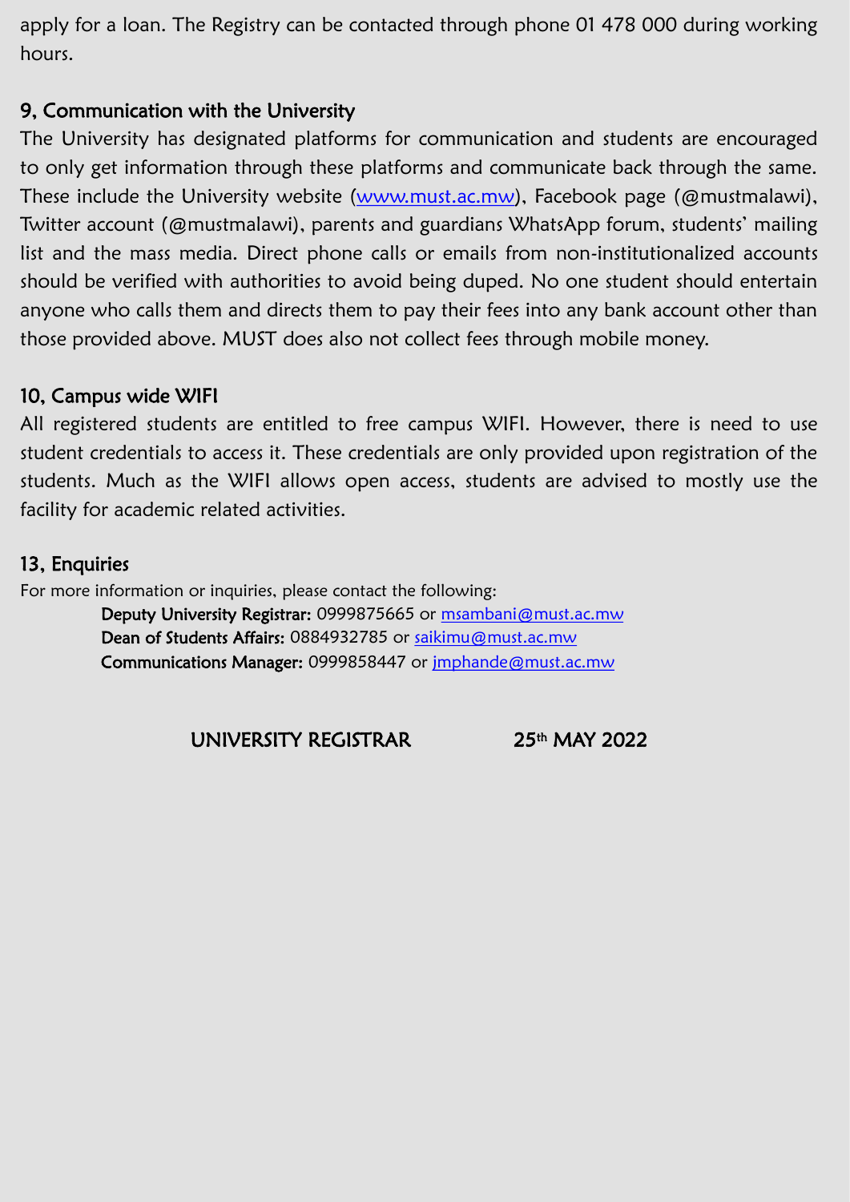apply for a loan. The Registry can be contacted through phone 01 478 000 during working hours.

## 9, Communication with the University

The University has designated platforms for communication and students are encouraged to only get information through these platforms and communicate back through the same. These include the University website (www.must.ac.mw), Facebook page (@mustmalawi), Twitter account (@mustmalawi), parents and guardians WhatsApp forum, students' mailing list and the mass media. Direct phone calls or emails from non-institutionalized accounts should be verified with authorities to avoid being duped. No one student should entertain anyone who calls them and directs them to pay their fees into any bank account other than those provided above. MUST does also not collect fees through mobile money.

## 10, Campus wide WIFI

All registered students are entitled to free campus WIFI. However, there is need to use student credentials to access it. These credentials are only provided upon registration of the students. Much as the WIFI allows open access, students are advised to mostly use the facility for academic related activities.

## 13, Enquiries

For more information or inquiries, please contact the following:

**Deputy University Registrar:** 0999875665 or msambani@must.ac.mw
**Dean of Students Affairs:** 0884932785 or saikimu@must.ac.mw
**Communications Manager:** 0999858447 or jmphande@must.ac.mw

UNIVERSITY REGISTRAR 25th MAY 2022